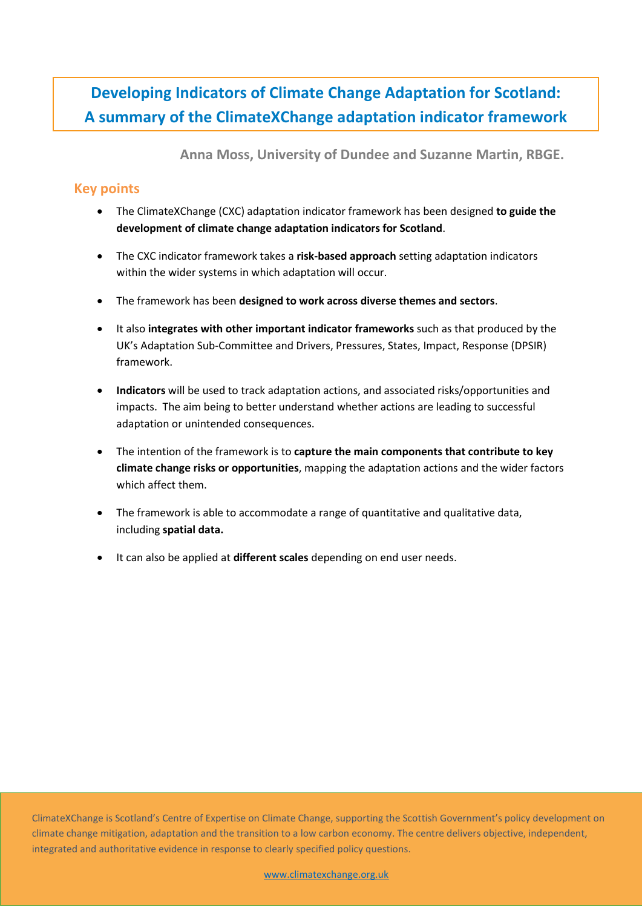# Developing Indicators of Climate Change Adaptation for Scotland: A summary of the ClimateXChange adaptation indicator framework

**Anna Moss, University of Dundee and Suzanne Martin, RBGE.**

## Key points

- The ClimateXChange (CXC) adaptation indicator framework has been designed **to guide the development of climate change adaptation indicators for Scotland**.
- The CXC indicator framework takes a **risk-based approach** setting adaptation indicators within the wider systems in which adaptation will occur.
- The framework has been **designed to work across diverse themes and sectors**.
- It also **integrates with other important indicator frameworks** such as that produced by the UK's Adaptation Sub-Committee and Drivers, Pressures, States, Impact, Response (DPSIR) framework.
- **Indicators** will be used to track adaptation actions, and associated risks/opportunities and impacts. The aim being to better understand whether actions are leading to successful adaptation or unintended consequences.
- The intention of the framework is to **capture the main components that contribute to key climate change risks or opportunities**, mapping the adaptation actions and the wider factors which affect them.
- The framework is able to accommodate a range of quantitative and qualitative data, including **spatial data.**
- It can also be applied at **different scales** depending on end user needs.

ClimateXChange is Scotland's Centre of Expertise on Climate Change, supporting the Scottish Government's policy development on climate change mitigation, adaptation and the transition to a low carbon economy. The centre delivers objective, independent, integrated and authoritative evidence in response to clearly specified policy questions.

www.climatexchange.org.uk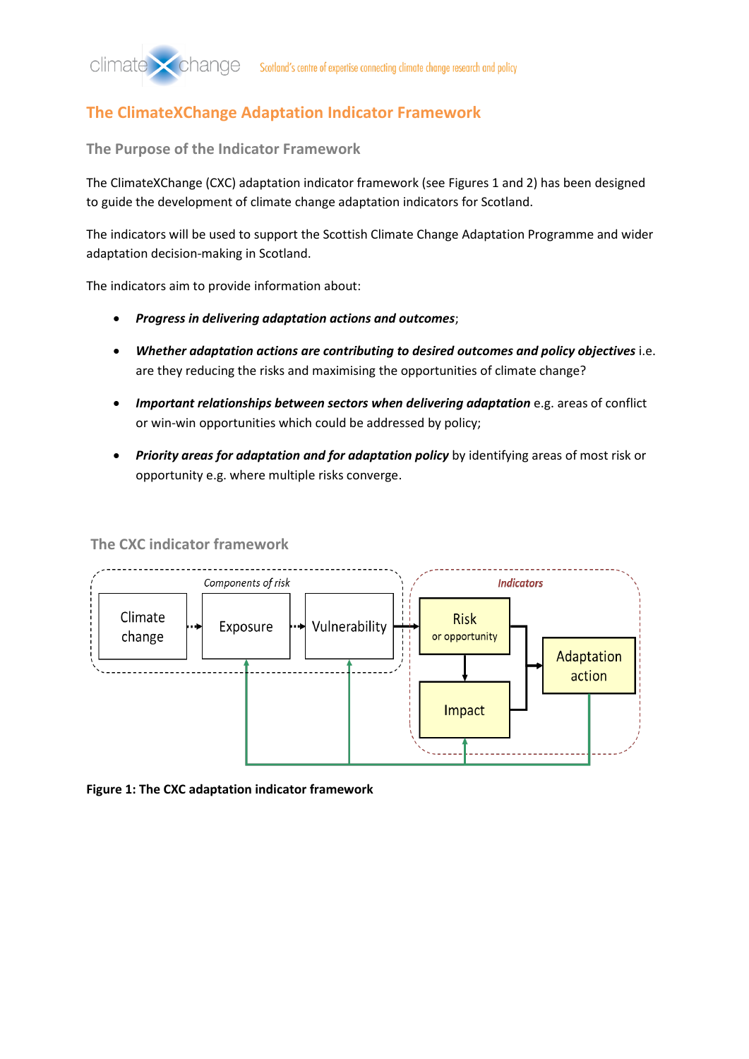## The ClimateXChange Adaptation Indicator Framework

### The Purpose of the Indicator Framework

The ClimateXChange (CXC) adaptation indicator framework (see Figures 1 and 2) has been designed to guide the development of climate change adaptation indicators for Scotland.

The indicators will be used to support the Scottish Climate Change Adaptation Programme and wider adaptation decision-making in Scotland.

The indicators aim to provide information about:

- ***Progress in delivering adaptation actions and outcomes***;
- ***Whether adaptation actions are contributing to desired outcomes and policy objectives*** i.e. are they reducing the risks and maximising the opportunities of climate change?
- ***Important relationships between sectors when delivering adaptation*** e.g. areas of conflict or win-win opportunities which could be addressed by policy;
- ***Priority areas for adaptation and for adaptation policy*** by identifying areas of most risk or opportunity e.g. where multiple risks converge.

### The CXC indicator framework

*Components of risk*: Climate change → Exposure → Vulnerability → *Indicators*: Risk or opportunity → Impact; Risk or opportunity and Impact → Adaptation action; Adaptation action → Exposure, Vulnerability, Impact

**Figure 1: The CXC adaptation indicator framework**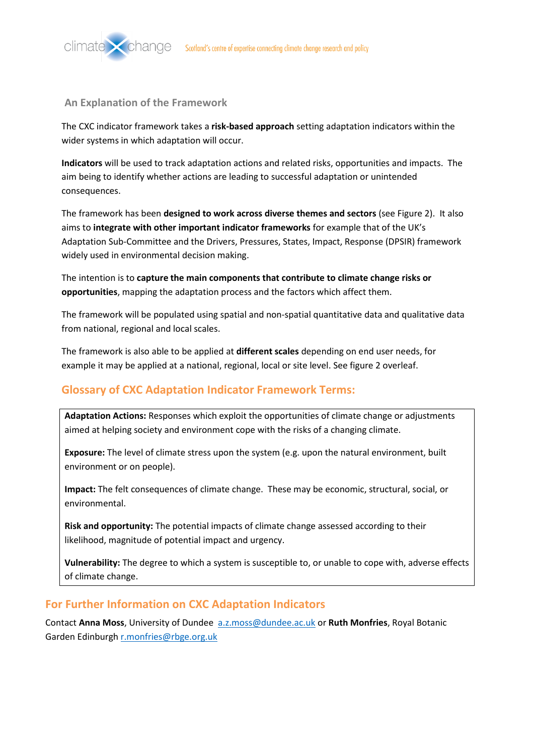## An Explanation of the Framework

The CXC indicator framework takes a **risk-based approach** setting adaptation indicators within the wider systems in which adaptation will occur.

**Indicators** will be used to track adaptation actions and related risks, opportunities and impacts. The aim being to identify whether actions are leading to successful adaptation or unintended consequences.

The framework has been **designed to work across diverse themes and sectors** (see Figure 2). It also aims to **integrate with other important indicator frameworks** for example that of the UK's Adaptation Sub-Committee and the Drivers, Pressures, States, Impact, Response (DPSIR) framework widely used in environmental decision making.

The intention is to **capture the main components that contribute to climate change risks or opportunities**, mapping the adaptation process and the factors which affect them.

The framework will be populated using spatial and non-spatial quantitative data and qualitative data from national, regional and local scales.

The framework is also able to be applied at **different scales** depending on end user needs, for example it may be applied at a national, regional, local or site level. See figure 2 overleaf.

## Glossary of CXC Adaptation Indicator Framework Terms:

**Adaptation Actions:** Responses which exploit the opportunities of climate change or adjustments aimed at helping society and environment cope with the risks of a changing climate.

**Exposure:** The level of climate stress upon the system (e.g. upon the natural environment, built environment or on people).

**Impact:** The felt consequences of climate change. These may be economic, structural, social, or environmental.

**Risk and opportunity:** The potential impacts of climate change assessed according to their likelihood, magnitude of potential impact and urgency.

**Vulnerability:** The degree to which a system is susceptible to, or unable to cope with, adverse effects of climate change.

## For Further Information on CXC Adaptation Indicators

Contact **Anna Moss**, University of Dundee a.z.moss@dundee.ac.uk or **Ruth Monfries**, Royal Botanic Garden Edinburgh r.monfries@rbge.org.uk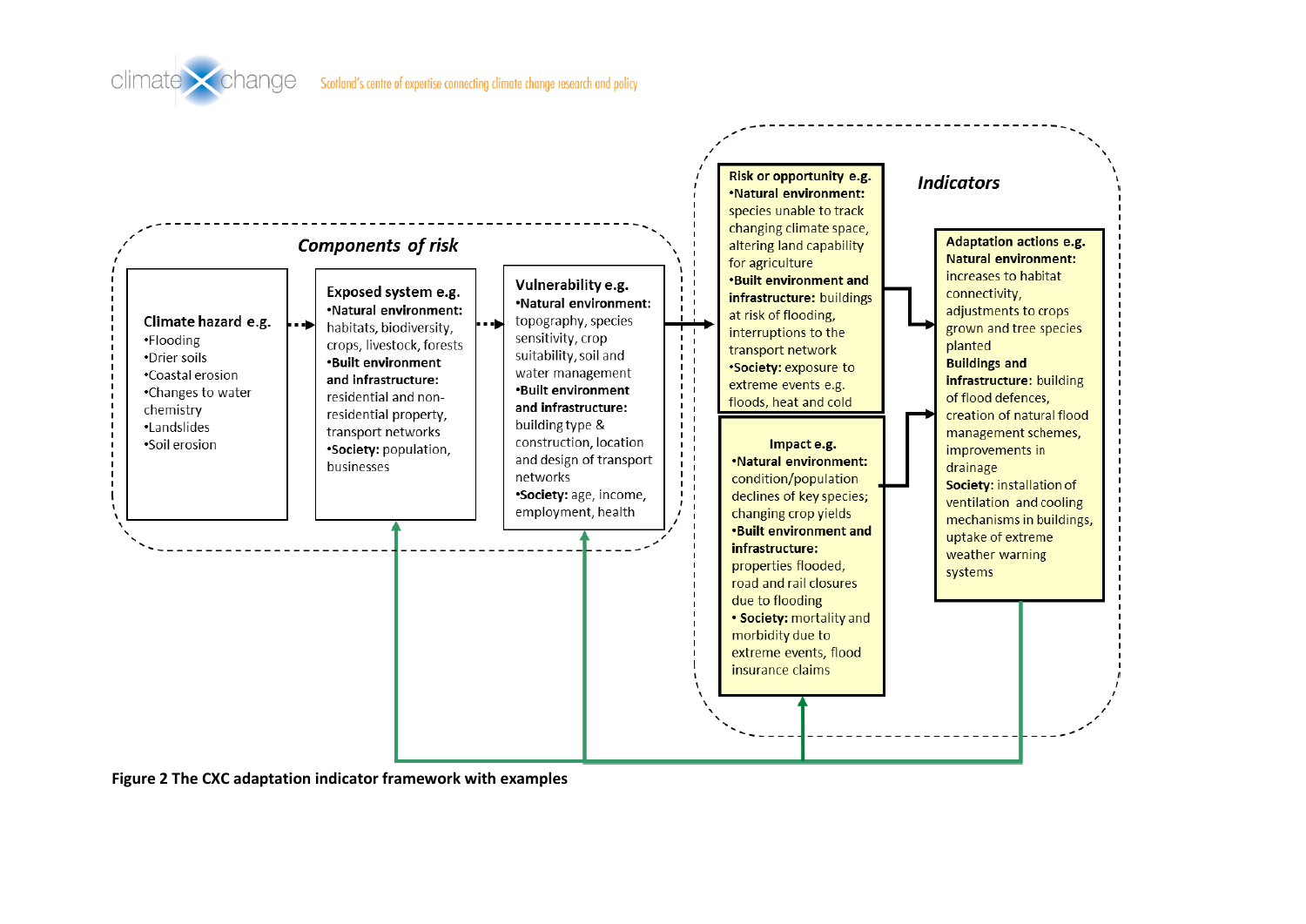climate change

Scotland's centre of expertise connecting climate change research and policy

*Components of risk*

**Climate hazard e.g.**
- Flooding
- Drier soils
- Coastal erosion
- Changes to water chemistry
- Landslides
- Soil erosion

**Exposed system e.g.**
- **Natural environment:** habitats, biodiversity, crops, livestock, forests
- **Built environment and infrastructure:** residential and non-residential property, transport networks
- **Society:** population, businesses

**Vulnerability e.g.**
- **Natural environment:** topography, species sensitivity, crop suitability, soil and water management
- **Built environment and infrastructure:** building type & construction, location and design of transport networks
- **Society:** age, income, employment, health

*Indicators*

**Risk or opportunity e.g.**
- **Natural environment:** species unable to track changing climate space, altering land capability for agriculture
- **Built environment and infrastructure:** buildings at risk of flooding, interruptions to the transport network
- **Society:** exposure to extreme events e.g. floods, heat and cold

**Impact e.g.**
- **Natural environment:** condition/population declines of key species; changing crop yields
- **Built environment and infrastructure:** properties flooded, road and rail closures due to flooding
- **Society:** mortality and morbidity due to extreme events, flood insurance claims

**Adaptation actions e.g.**
**Natural environment:** increases to habitat connectivity, adjustments to crops grown and tree species planted
**Buildings and infrastructure:** building of flood defences, creation of natural flood management schemes, improvements in drainage
**Society:** installation of ventilation and cooling mechanisms in buildings, uptake of extreme weather warning systems

**Figure 2 The CXC adaptation indicator framework with examples**